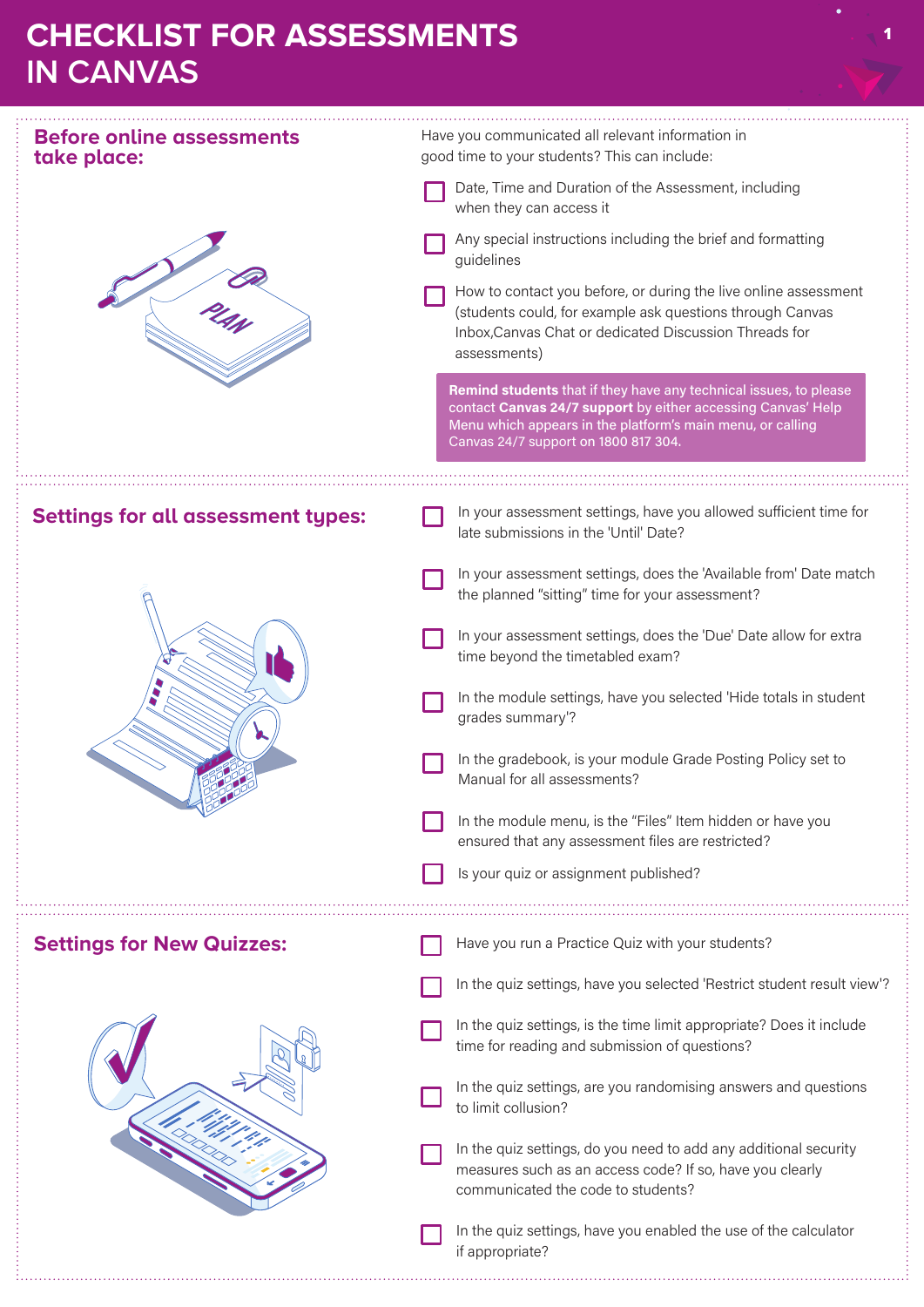# CHECKLIST FOR ASSESSMENTS IN CANVAS

## Before online assessments take place:

Have you communicated all relevant information in good time to your students? This can include:

- [ ] Date, Time and Duration of the Assessment, including when they can access it
- [ ] Any special instructions including the brief and formatting guidelines
- [ ] How to contact you before, or during the live online assessment (students could, for example ask questions through Canvas Inbox,Canvas Chat or dedicated Discussion Threads for assessments)

**Remind students** that if they have any technical issues, to please contact **Canvas 24/7 support** by either accessing Canvas' Help Menu which appears in the platform's main menu, or calling Canvas 24/7 support on 1800 817 304.

## Settings for all assessment types:

- [ ] In your assessment settings, have you allowed sufficient time for late submissions in the 'Until' Date?
- [ ] In your assessment settings, does the 'Available from' Date match the planned "sitting" time for your assessment?
- [ ] In your assessment settings, does the 'Due' Date allow for extra time beyond the timetabled exam?
- [ ] In the module settings, have you selected 'Hide totals in student grades summary'?
- [ ] In the gradebook, is your module Grade Posting Policy set to Manual for all assessments?
- [ ] In the module menu, is the "Files" Item hidden or have you ensured that any assessment files are restricted?
- [ ] Is your quiz or assignment published?

## Settings for New Quizzes:

- [ ] Have you run a Practice Quiz with your students?
- [ ] In the quiz settings, have you selected 'Restrict student result view'?
- [ ] In the quiz settings, is the time limit appropriate? Does it include time for reading and submission of questions?
- [ ] In the quiz settings, are you randomising answers and questions to limit collusion?
- [ ] In the quiz settings, do you need to add any additional security measures such as an access code? If so, have you clearly communicated the code to students?
- [ ] In the quiz settings, have you enabled the use of the calculator if appropriate?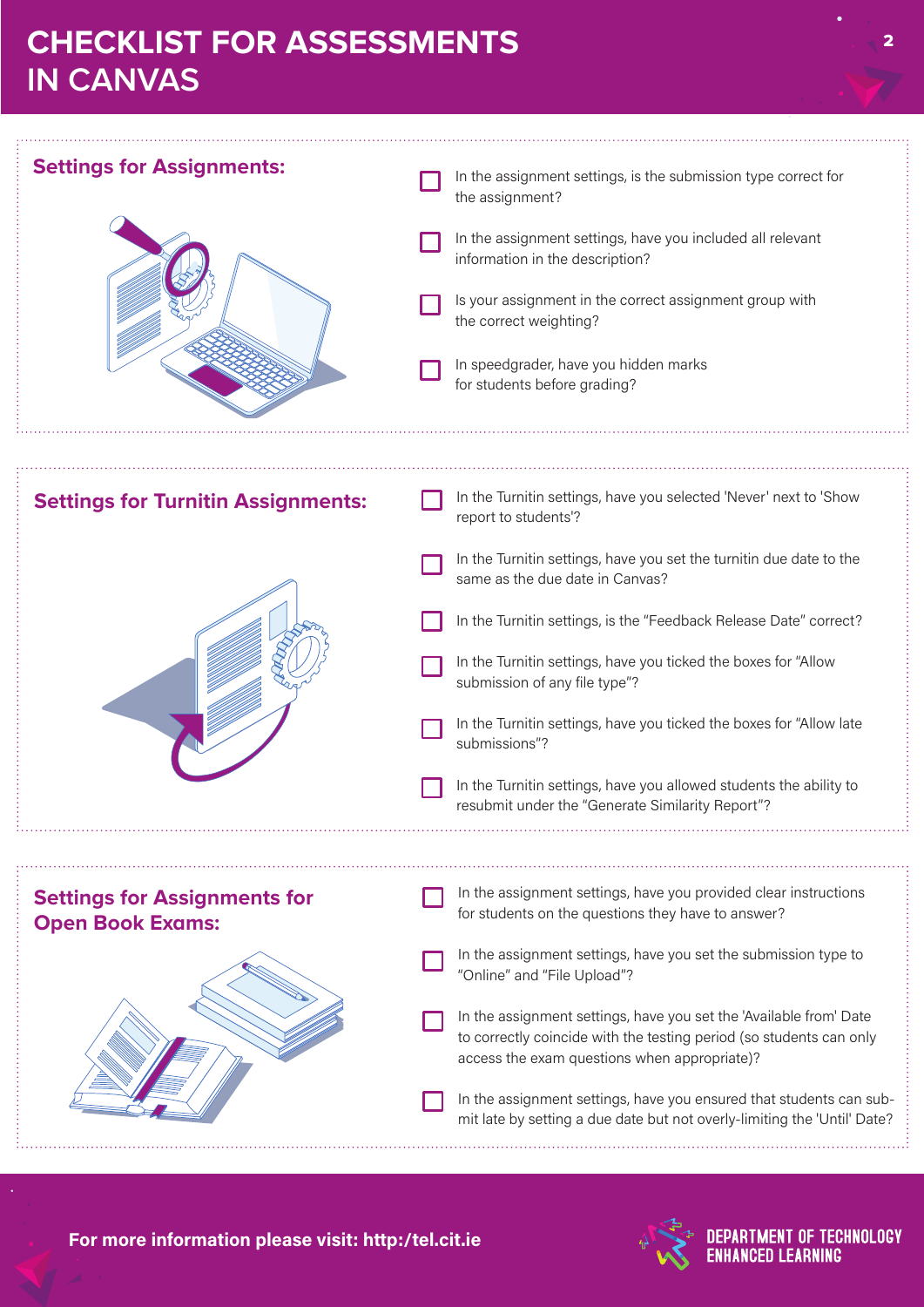# CHECKLIST FOR ASSESSMENTS IN CANVAS

## Settings for Assignments:

- [ ] In the assignment settings, is the submission type correct for the assignment?
- [ ] In the assignment settings, have you included all relevant information in the description?
- [ ] Is your assignment in the correct assignment group with the correct weighting?
- [ ] In speedgrader, have you hidden marks for students before grading?

## Settings for Turnitin Assignments:

- [ ] In the Turnitin settings, have you selected 'Never' next to 'Show report to students'?
- [ ] In the Turnitin settings, have you set the turnitin due date to the same as the due date in Canvas?
- [ ] In the Turnitin settings, is the "Feedback Release Date" correct?
- [ ] In the Turnitin settings, have you ticked the boxes for "Allow submission of any file type"?
- [ ] In the Turnitin settings, have you ticked the boxes for "Allow late submissions"?
- [ ] In the Turnitin settings, have you allowed students the ability to resubmit under the "Generate Similarity Report"?

## Settings for Assignments for Open Book Exams:

- [ ] In the assignment settings, have you provided clear instructions for students on the questions they have to answer?
- [ ] In the assignment settings, have you set the submission type to "Online" and "File Upload"?
- [ ] In the assignment settings, have you set the 'Available from' Date to correctly coincide with the testing period (so students can only access the exam questions when appropriate)?
- [ ] In the assignment settings, have you ensured that students can submit late by setting a due date but not overly-limiting the 'Until' Date?

**For more information please visit: http:/tel.cit.ie**

DEPARTMENT OF TECHNOLOGY ENHANCED LEARNING